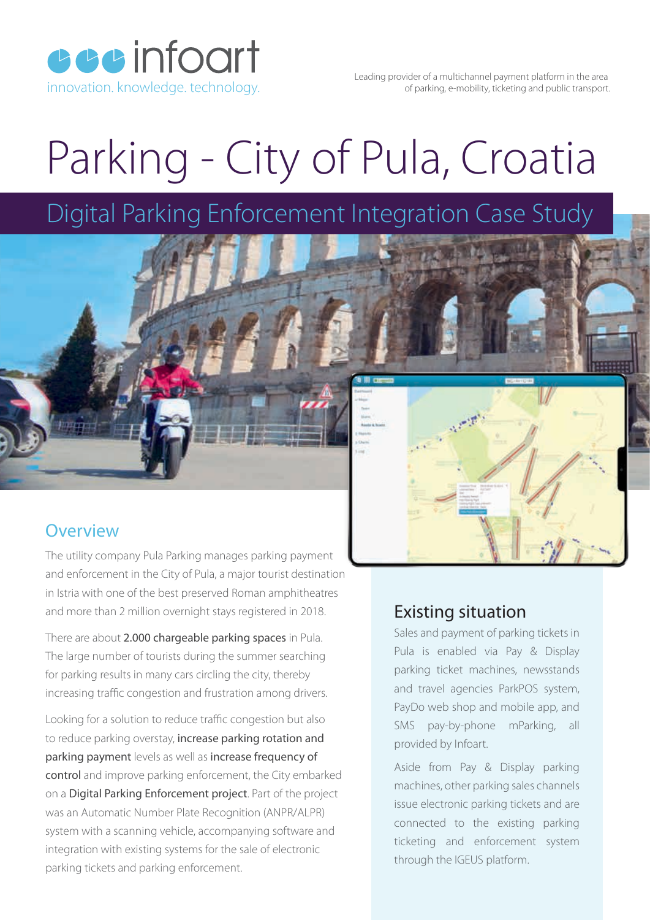infoart
innovation. knowledge. technology.

Leading provider of a multichannel payment platform in the area of parking, e-mobility, ticketing and public transport.

# Parking - City of Pula, Croatia

## Digital Parking Enforcement Integration Case Study

### Overview

The utility company Pula Parking manages parking payment and enforcement in the City of Pula, a major tourist destination in Istria with one of the best preserved Roman amphitheatres and more than 2 million overnight stays registered in 2018.

There are about **2.000 chargeable parking spaces** in Pula. The large number of tourists during the summer searching for parking results in many cars circling the city, thereby increasing traffic congestion and frustration among drivers.

Looking for a solution to reduce traffic congestion but also to reduce parking overstay, **increase parking rotation and parking payment** levels as well as **increase frequency of control** and improve parking enforcement, the City embarked on a **Digital Parking Enforcement project**. Part of the project was an Automatic Number Plate Recognition (ANPR/ALPR) system with a scanning vehicle, accompanying software and integration with existing systems for the sale of electronic parking tickets and parking enforcement.

### Existing situation

Sales and payment of parking tickets in Pula is enabled via Pay & Display parking ticket machines, newsstands and travel agencies ParkPOS system, PayDo web shop and mobile app, and SMS pay-by-phone mParking, all provided by Infoart.

Aside from Pay & Display parking machines, other parking sales channels issue electronic parking tickets and are connected to the existing parking ticketing and enforcement system through the IGEUS platform.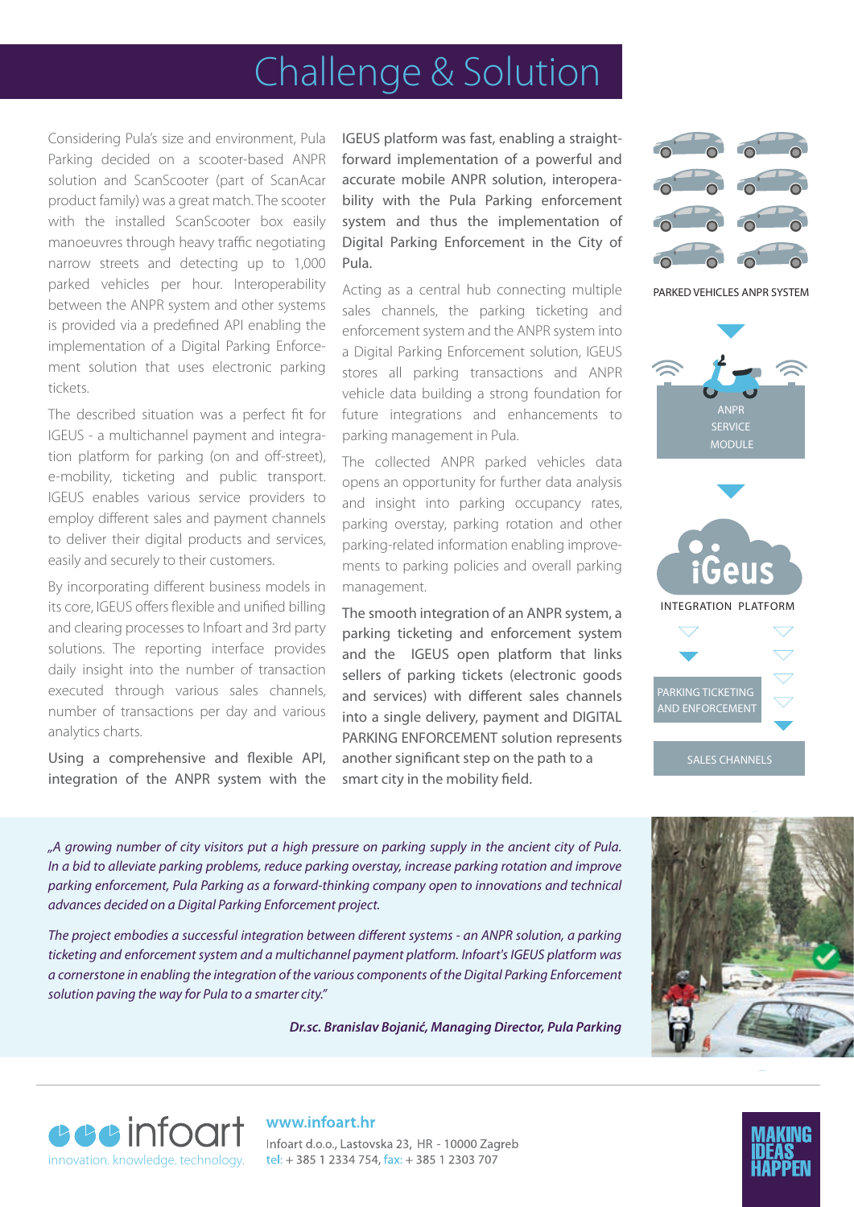# Challenge & Solution

Considering Pula's size and environment, Pula Parking decided on a scooter-based ANPR solution and ScanScooter (part of ScanAcar product family) was a great match. The scooter with the installed ScanScooter box easily manoeuvres through heavy traffic negotiating narrow streets and detecting up to 1,000 parked vehicles per hour. Interoperability between the ANPR system and other systems is provided via a predefined API enabling the implementation of a Digital Parking Enforcement solution that uses electronic parking tickets.

The described situation was a perfect fit for IGEUS - a multichannel payment and integration platform for parking (on and off-street), e-mobility, ticketing and public transport. IGEUS enables various service providers to employ different sales and payment channels to deliver their digital products and services, easily and securely to their customers.

By incorporating different business models in its core, IGEUS offers flexible and unified billing and clearing processes to Infoart and 3rd party solutions. The reporting interface provides daily insight into the number of transaction executed through various sales channels, number of transactions per day and various analytics charts.

Using a comprehensive and flexible API, integration of the ANPR system with the IGEUS platform was fast, enabling a straightforward implementation of a powerful and accurate mobile ANPR solution, interoperability with the Pula Parking enforcement system and thus the implementation of Digital Parking Enforcement in the City of Pula.

Acting as a central hub connecting multiple sales channels, the parking ticketing and enforcement system and the ANPR system into a Digital Parking Enforcement solution, IGEUS stores all parking transactions and ANPR vehicle data building a strong foundation for future integrations and enhancements to parking management in Pula.

The collected ANPR parked vehicles data opens an opportunity for further data analysis and insight into parking occupancy rates, parking overstay, parking rotation and other parking-related information enabling improvements to parking policies and overall parking management.

The smooth integration of an ANPR system, a parking ticketing and enforcement system and the IGEUS open platform that links sellers of parking tickets (electronic goods and services) with different sales channels into a single delivery, payment and DIGITAL PARKING ENFORCEMENT solution represents another significant step on the path to a smart city in the mobility field.

PARKED VEHICLES ANPR SYSTEM

ANPR SERVICE MODULE

iGeus

INTEGRATION PLATFORM

PARKING TICKETING AND ENFORCEMENT

SALES CHANNELS

*„A growing number of city visitors put a high pressure on parking supply in the ancient city of Pula. In a bid to alleviate parking problems, reduce parking overstay, increase parking rotation and improve parking enforcement, Pula Parking as a forward-thinking company open to innovations and technical advances decided on a Digital Parking Enforcement project.*

*The project embodies a successful integration between different systems - an ANPR solution, a parking ticketing and enforcement system and a multichannel payment platform. Infoart's IGEUS platform was a cornerstone in enabling the integration of the various components of the Digital Parking Enforcement solution paving the way for Pula to a smarter city."*

***Dr.sc. Branislav Bojanić, Managing Director, Pula Parking***

infoart
innovation. knowledge. technology.

**www.infoart.hr**
Infoart d.o.o., Lastovska 23, HR - 10000 Zagreb
tel: + 385 1 2334 754, fax: + 385 1 2303 707

MAKING IDEAS HAPPEN